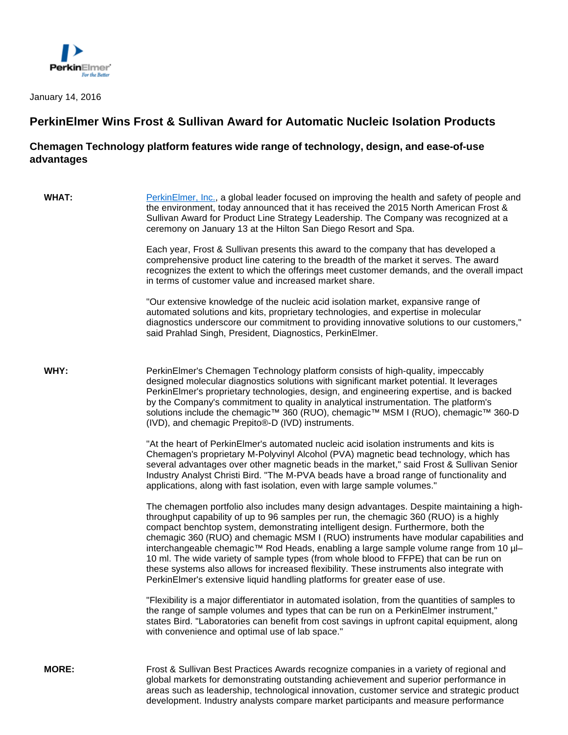January 14, 2016

# PerkinElmer Wins Frost & Sullivan Award for Automatic Nucleic Isolation Products

## Chemagen Technology platform features wide range of technology, design, and ease-of-use advantages

**WHAT:**

PerkinElmer, Inc., a global leader focused on improving the health and safety of people and the environment, today announced that it has received the 2015 North American Frost & Sullivan Award for Product Line Strategy Leadership. The Company was recognized at a ceremony on January 13 at the Hilton San Diego Resort and Spa.

Each year, Frost & Sullivan presents this award to the company that has developed a comprehensive product line catering to the breadth of the market it serves. The award recognizes the extent to which the offerings meet customer demands, and the overall impact in terms of customer value and increased market share.

"Our extensive knowledge of the nucleic acid isolation market, expansive range of automated solutions and kits, proprietary technologies, and expertise in molecular diagnostics underscore our commitment to providing innovative solutions to our customers," said Prahlad Singh, President, Diagnostics, PerkinElmer.

**WHY:**

PerkinElmer's Chemagen Technology platform consists of high-quality, impeccably designed molecular diagnostics solutions with significant market potential. It leverages PerkinElmer's proprietary technologies, design, and engineering expertise, and is backed by the Company's commitment to quality in analytical instrumentation. The platform's solutions include the chemagic™ 360 (RUO), chemagic™ MSM I (RUO), chemagic™ 360-D (IVD), and chemagic Prepito®-D (IVD) instruments.

"At the heart of PerkinElmer's automated nucleic acid isolation instruments and kits is Chemagen's proprietary M-Polyvinyl Alcohol (PVA) magnetic bead technology, which has several advantages over other magnetic beads in the market," said Frost & Sullivan Senior Industry Analyst Christi Bird. "The M-PVA beads have a broad range of functionality and applications, along with fast isolation, even with large sample volumes."

The chemagen portfolio also includes many design advantages. Despite maintaining a high-throughput capability of up to 96 samples per run, the chemagic 360 (RUO) is a highly compact benchtop system, demonstrating intelligent design. Furthermore, both the chemagic 360 (RUO) and chemagic MSM I (RUO) instruments have modular capabilities and interchangeable chemagic™ Rod Heads, enabling a large sample volume range from 10 µl–10 ml. The wide variety of sample types (from whole blood to FFPE) that can be run on these systems also allows for increased flexibility. These instruments also integrate with PerkinElmer's extensive liquid handling platforms for greater ease of use.

"Flexibility is a major differentiator in automated isolation, from the quantities of samples to the range of sample volumes and types that can be run on a PerkinElmer instrument," states Bird. "Laboratories can benefit from cost savings in upfront capital equipment, along with convenience and optimal use of lab space."

**MORE:**

Frost & Sullivan Best Practices Awards recognize companies in a variety of regional and global markets for demonstrating outstanding achievement and superior performance in areas such as leadership, technological innovation, customer service and strategic product development. Industry analysts compare market participants and measure performance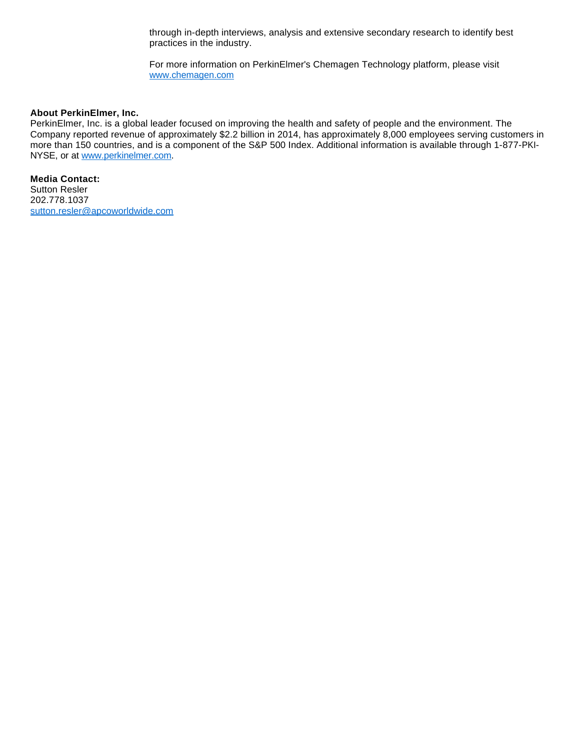through in-depth interviews, analysis and extensive secondary research to identify best practices in the industry.

For more information on PerkinElmer's Chemagen Technology platform, please visit www.chemagen.com

**About PerkinElmer, Inc.**
PerkinElmer, Inc. is a global leader focused on improving the health and safety of people and the environment. The Company reported revenue of approximately $2.2 billion in 2014, has approximately 8,000 employees serving customers in more than 150 countries, and is a component of the S&P 500 Index. Additional information is available through 1-877-PKI-NYSE, or at www.perkinelmer.com.

**Media Contact:**
Sutton Resler
202.778.1037
sutton.resler@apcoworldwide.com